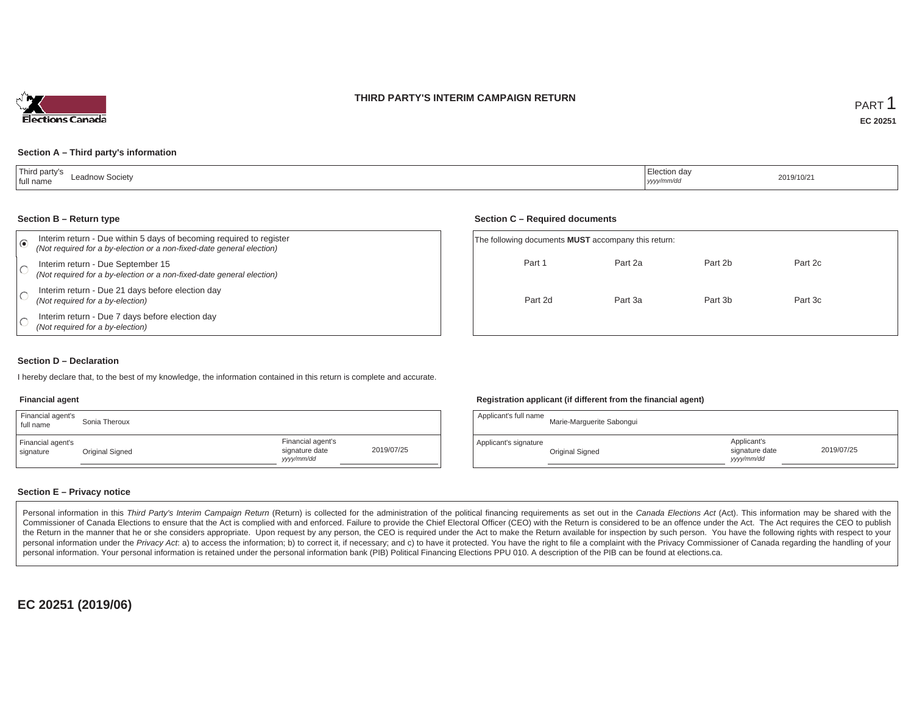# THIRD PARTY'S INTERIM CAMPAIGN RETURN

PART 1

**EC 20251**

### Section A – Third party's information

| Third party's full name | Leadnow Society | Election day *yyyy/mm/dd* | 2019/10/21 |
|---|---|---|---|

### Section B – Return type

- (●) Interim return - Due within 5 days of becoming required to register *(Not required for a by-election or a non-fixed-date general election)*
- ( ) Interim return - Due September 15 *(Not required for a by-election or a non-fixed-date general election)*
- ( ) Interim return - Due 21 days before election day *(Not required for a by-election)*
- ( ) Interim return - Due 7 days before election day *(Not required for a by-election)*

### Section C – Required documents

The following documents **MUST** accompany this return:

| Part 1 | Part 2a | Part 2b | Part 2c |
|---|---|---|---|
| Part 2d | Part 3a | Part 3b | Part 3c |

### Section D – Declaration

I hereby declare that, to the best of my knowledge, the information contained in this return is complete and accurate.

**Financial agent**

| Financial agent's full name | Sonia Theroux | | |
|---|---|---|---|
| Financial agent's signature | Original Signed | Financial agent's signature date *yyyy/mm/dd* | 2019/07/25 |

**Registration applicant (if different from the financial agent)**

| Applicant's full name | Marie-Marguerite Sabongui | | |
|---|---|---|---|
| Applicant's signature | Original Signed | Applicant's signature date *yyyy/mm/dd* | 2019/07/25 |

### Section E – Privacy notice

Personal information in this *Third Party's Interim Campaign Return* (Return) is collected for the administration of the political financing requirements as set out in the *Canada Elections Act* (Act). This information may be shared with the Commissioner of Canada Elections to ensure that the Act is complied with and enforced. Failure to provide the Chief Electoral Officer (CEO) with the Return is considered to be an offence under the Act. The Act requires the CEO to publish the Return in the manner that he or she considers appropriate. Upon request by any person, the CEO is required under the Act to make the Return available for inspection by such person. You have the following rights with respect to your personal information under the *Privacy Act*: a) to access the information; b) to correct it, if necessary; and c) to have it protected. You have the right to file a complaint with the Privacy Commissioner of Canada regarding the handling of your personal information. Your personal information is retained under the personal information bank (PIB) Political Financing Elections PPU 010. A description of the PIB can be found at elections.ca.

**EC 20251 (2019/06)**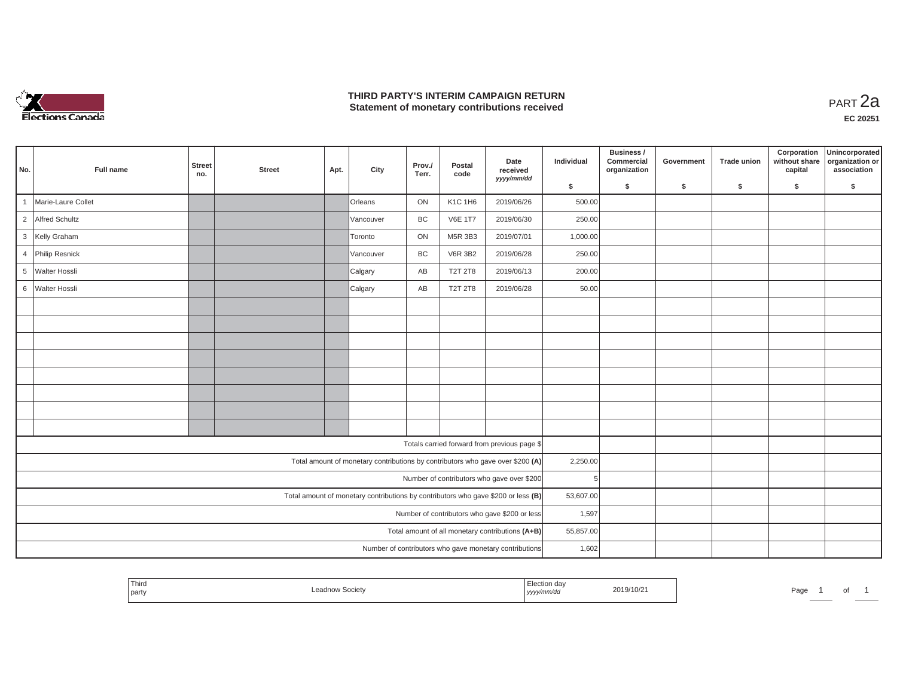# THIRD PARTY'S INTERIM CAMPAIGN RETURN
## Statement of monetary contributions received

PART 2a

**EC 20251**

| No. | Full name | Street no. | Street | Apt. | City | Prov./ Terr. | Postal code | Date received yyyy/mm/dd | Individual $ | Business / Commercial organization $ | Government $ | Trade union $ | Corporation without share capital $ | Unincorporated organization or association $ |
|---|---|---|---|---|---|---|---|---|---|---|---|---|---|---|
| 1 | Marie-Laure Collet | | | | Orleans | ON | K1C 1H6 | 2019/06/26 | 500.00 | | | | | |
| 2 | Alfred Schultz | | | | Vancouver | BC | V6E 1T7 | 2019/06/30 | 250.00 | | | | | |
| 3 | Kelly Graham | | | | Toronto | ON | M5R 3B3 | 2019/07/01 | 1,000.00 | | | | | |
| 4 | Philip Resnick | | | | Vancouver | BC | V6R 3B2 | 2019/06/28 | 250.00 | | | | | |
| 5 | Walter Hossli | | | | Calgary | AB | T2T 2T8 | 2019/06/13 | 200.00 | | | | | |
| 6 | Walter Hossli | | | | Calgary | AB | T2T 2T8 | 2019/06/28 | 50.00 | | | | | |
| | | | | | | | | | | | | | | |
| | | | | | | | | | | | | | | |
| | | | | | | | | | | | | | | |
| | | | | | | | | | | | | | | |
| | | | | | | | | | | | | | | |
| | | | | | | | | | | | | | | |
| | | | | | | | | | | | | | | |
| | | | | | | | | | | | | | | |
| | Totals carried forward from previous page $ | | | | | | | | | | | | | |
| | Total amount of monetary contributions by contributors who gave over $200 (A) | | | | | | | | 2,250.00 | | | | | |
| | Number of contributors who gave over $200 | | | | | | | | 5 | | | | | |
| | Total amount of monetary contributions by contributors who gave $200 or less (B) | | | | | | | | 53,607.00 | | | | | |
| | Number of contributors who gave $200 or less | | | | | | | | 1,597 | | | | | |
| | Total amount of all monetary contributions (A+B) | | | | | | | | 55,857.00 | | | | | |
| | Number of contributors who gave monetary contributions | | | | | | | | 1,602 | | | | | |

| Third party | Leadnow Society | Election day yyyy/mm/dd | 2019/10/21 |
|---|---|---|---|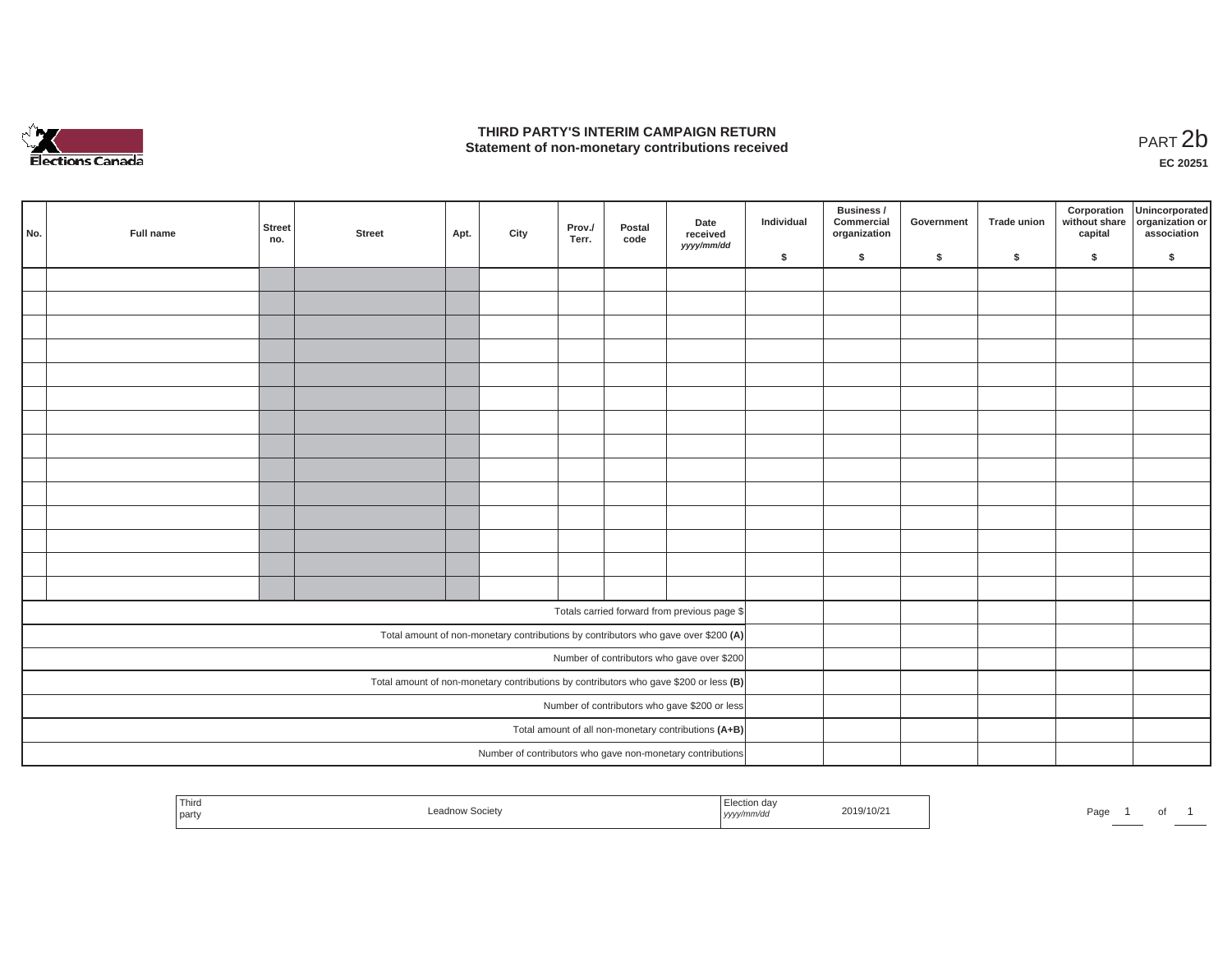# THIRD PARTY'S INTERIM CAMPAIGN RETURN
## Statement of non-monetary contributions received

PART 2b

**EC 20251**

| No. | Full name | Street no. | Street | Apt. | City | Prov./ Terr. | Postal code | Date received *yyyy/mm/dd* | Individual $ | Business / Commercial organization $ | Government $ | Trade union $ | Corporation without share capital $ | Unincorporated organization or association $ |
|---|---|---|---|---|---|---|---|---|---|---|---|---|---|---|
| | | | | | | | | | | | | | | |
| | | | | | | | | | | | | | | |
| | | | | | | | | | | | | | | |
| | | | | | | | | | | | | | | |
| | | | | | | | | | | | | | | |
| | | | | | | | | | | | | | | |
| | | | | | | | | | | | | | | |
| | | | | | | | | | | | | | | |
| | | | | | | | | | | | | | | |
| | | | | | | | | | | | | | | |
| | | | | | | | | | | | | | | |
| | | | | | | | | | | | | | | |
| | | | | | | | | | | | | | | |
| | | | | | | | | | | | | | | |
| Totals carried forward from previous page $ | | | | | | | | | | | | | | |
| Total amount of non-monetary contributions by contributors who gave over $200 **(A)** | | | | | | | | | | | | | | |
| Number of contributors who gave over $200 | | | | | | | | | | | | | | |
| Total amount of non-monetary contributions by contributors who gave $200 or less **(B)** | | | | | | | | | | | | | | |
| Number of contributors who gave $200 or less | | | | | | | | | | | | | | |
| Total amount of all non-monetary contributions **(A+B)** | | | | | | | | | | | | | | |
| Number of contributors who gave non-monetary contributions | | | | | | | | | | | | | | |

| Third party | Leadnow Society | Election day *yyyy/mm/dd* | 2019/10/21 |
|---|---|---|---|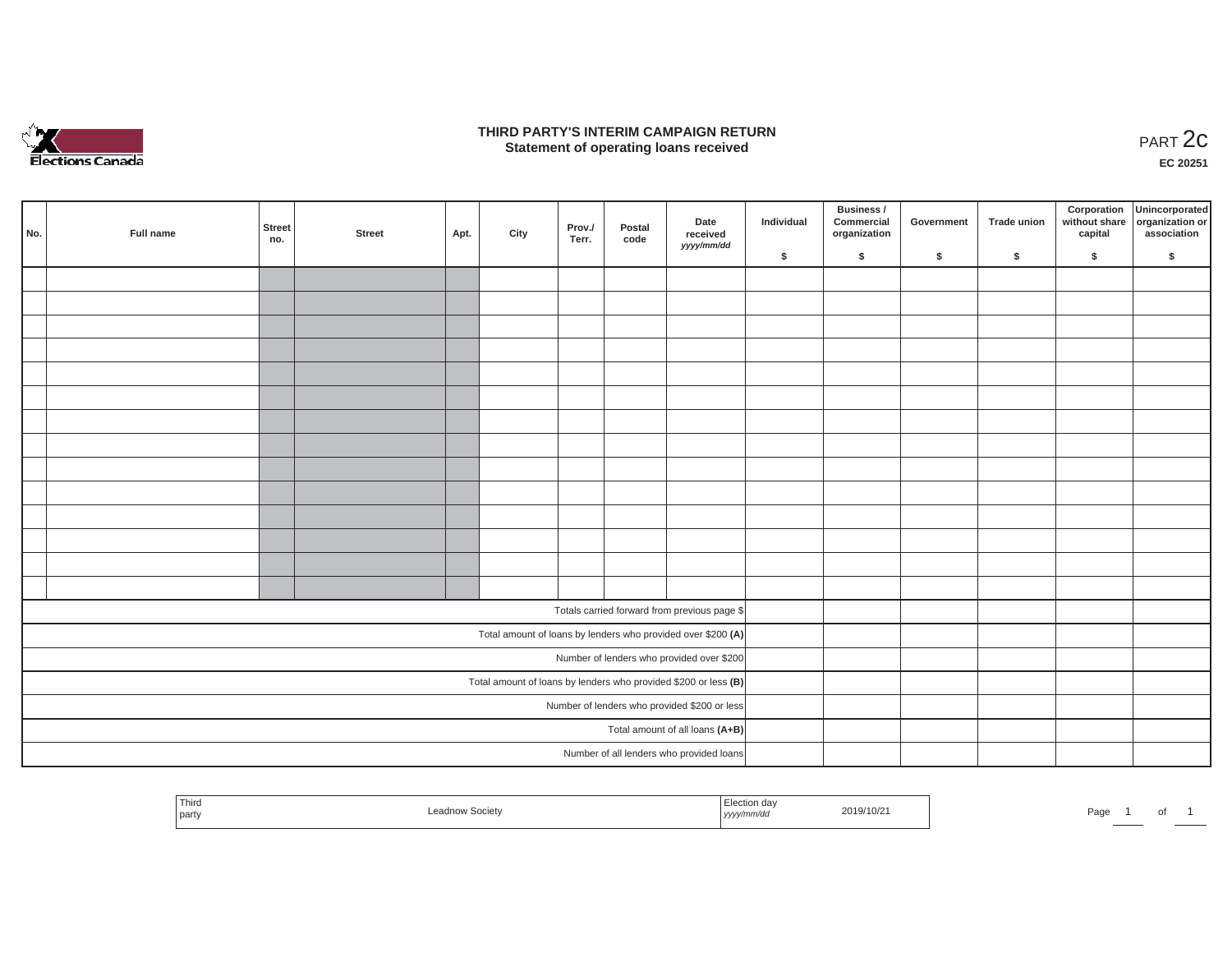Elections Canada

# THIRD PARTY'S INTERIM CAMPAIGN RETURN
## Statement of operating loans received

PART 2c

**EC 20251**

| No. | Full name | Street no. | Street | Apt. | City | Prov./ Terr. | Postal code | Date received *yyyy/mm/dd* | Individual $ | Business / Commercial organization $ | Government $ | Trade union $ | Corporation without share capital $ | Unincorporated organization or association $ |
|---|---|---|---|---|---|---|---|---|---|---|---|---|---|---|
| | | | | | | | | | | | | | | |
| | | | | | | | | | | | | | | |
| | | | | | | | | | | | | | | |
| | | | | | | | | | | | | | | |
| | | | | | | | | | | | | | | |
| | | | | | | | | | | | | | | |
| | | | | | | | | | | | | | | |
| | | | | | | | | | | | | | | |
| | | | | | | | | | | | | | | |
| | | | | | | | | | | | | | | |
| | | | | | | | | | | | | | | |
| | | | | | | | | | | | | | | |
| | | | | | | | | | | | | | | |
| | | | | | | | | | | | | | | |
| Totals carried forward from previous page $ | | | | | | | | | | | | | | |
| Total amount of loans by lenders who provided over $200 **(A)** | | | | | | | | | | | | | | |
| Number of lenders who provided over $200 | | | | | | | | | | | | | | |
| Total amount of loans by lenders who provided $200 or less **(B)** | | | | | | | | | | | | | | |
| Number of lenders who provided $200 or less | | | | | | | | | | | | | | |
| Total amount of all loans **(A+B)** | | | | | | | | | | | | | | |
| Number of all lenders who provided loans | | | | | | | | | | | | | | |

| Third party | Leadnow Society | Election day *yyyy/mm/dd* | 2019/10/21 |
|---|---|---|---|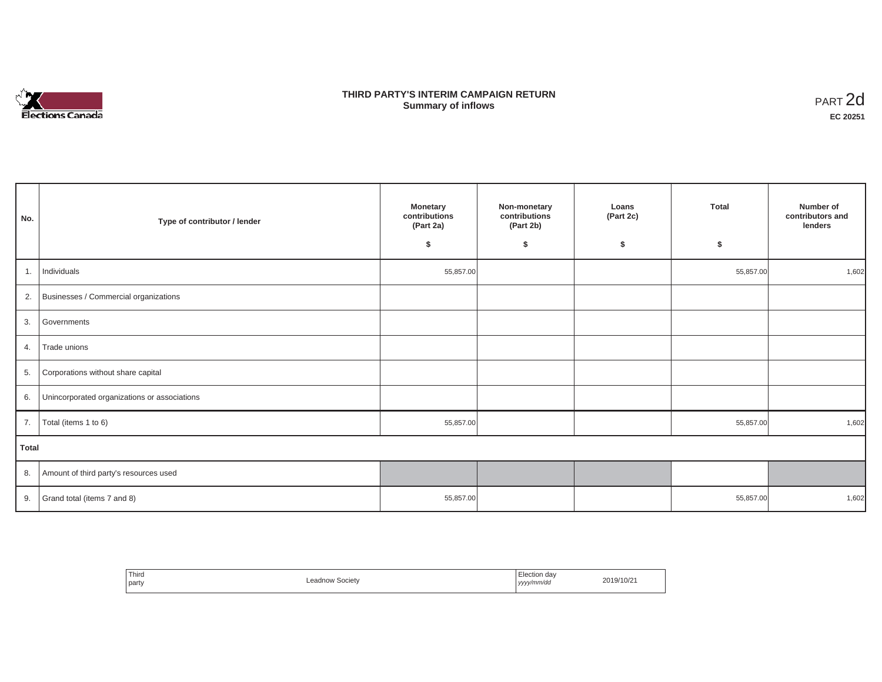# THIRD PARTY'S INTERIM CAMPAIGN RETURN
## Summary of inflows

PART 2d

**EC 20251**

| No. | Type of contributor / lender | Monetary contributions (Part 2a) $ | Non-monetary contributions (Part 2b) $ | Loans (Part 2c) $ | Total $ | Number of contributors and lenders |
|---|---|---|---|---|---|---|
| 1. | Individuals | 55,857.00 | | | 55,857.00 | 1,602 |
| 2. | Businesses / Commercial organizations | | | | | |
| 3. | Governments | | | | | |
| 4. | Trade unions | | | | | |
| 5. | Corporations without share capital | | | | | |
| 6. | Unincorporated organizations or associations | | | | | |
| 7. | Total (items 1 to 6) | 55,857.00 | | | 55,857.00 | 1,602 |
| **Total** | | | | | | |
| 8. | Amount of third party's resources used | | | | | |
| 9. | Grand total (items 7 and 8) | 55,857.00 | | | 55,857.00 | 1,602 |

| Third party | Leadnow Society | Election day *yyyy/mm/dd* | 2019/10/21 |
|---|---|---|---|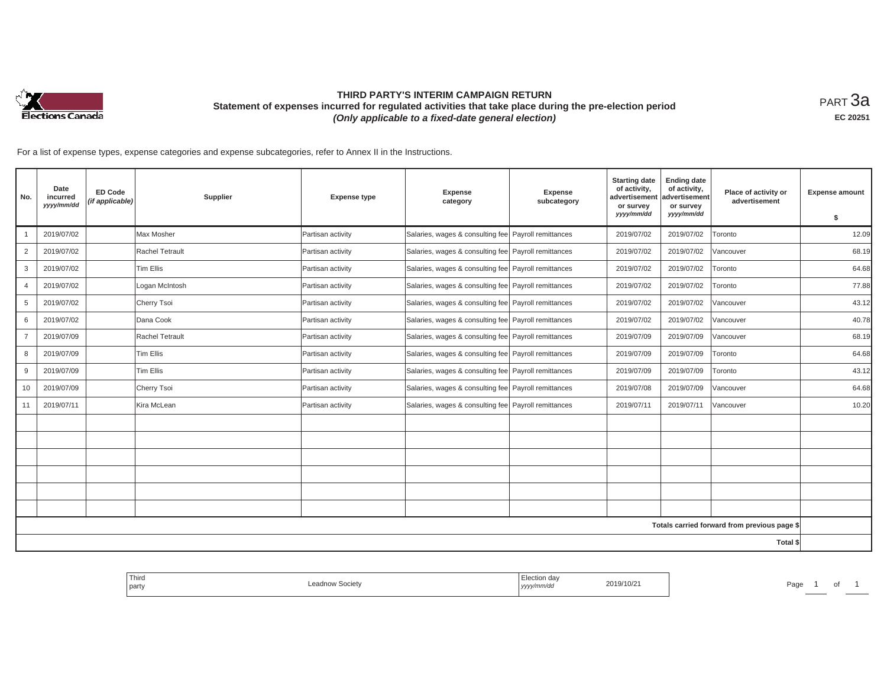# THIRD PARTY'S INTERIM CAMPAIGN RETURN

## Statement of expenses incurred for regulated activities that take place during the pre-election period

***(Only applicable to a fixed-date general election)***

PART 3a

**EC 20251**

For a list of expense types, expense categories and expense subcategories, refer to Annex II in the Instructions.

| No. | Date incurred *yyyy/mm/dd* | ED Code *(if applicable)* | Supplier | Expense type | Expense category | Expense subcategory | Starting date of activity, advertisement or survey *yyyy/mm/dd* | Ending date of activity, advertisement or survey *yyyy/mm/dd* | Place of activity or advertisement | Expense amount $ |
|---|---|---|---|---|---|---|---|---|---|---|
| 1 | 2019/07/02 | | Max Mosher | Partisan activity | Salaries, wages & consulting fee | Payroll remittances | 2019/07/02 | 2019/07/02 | Toronto | 12.09 |
| 2 | 2019/07/02 | | Rachel Tetrault | Partisan activity | Salaries, wages & consulting fee | Payroll remittances | 2019/07/02 | 2019/07/02 | Vancouver | 68.19 |
| 3 | 2019/07/02 | | Tim Ellis | Partisan activity | Salaries, wages & consulting fee | Payroll remittances | 2019/07/02 | 2019/07/02 | Toronto | 64.68 |
| 4 | 2019/07/02 | | Logan McIntosh | Partisan activity | Salaries, wages & consulting fee | Payroll remittances | 2019/07/02 | 2019/07/02 | Toronto | 77.88 |
| 5 | 2019/07/02 | | Cherry Tsoi | Partisan activity | Salaries, wages & consulting fee | Payroll remittances | 2019/07/02 | 2019/07/02 | Vancouver | 43.12 |
| 6 | 2019/07/02 | | Dana Cook | Partisan activity | Salaries, wages & consulting fee | Payroll remittances | 2019/07/02 | 2019/07/02 | Vancouver | 40.78 |
| 7 | 2019/07/09 | | Rachel Tetrault | Partisan activity | Salaries, wages & consulting fee | Payroll remittances | 2019/07/09 | 2019/07/09 | Vancouver | 68.19 |
| 8 | 2019/07/09 | | Tim Ellis | Partisan activity | Salaries, wages & consulting fee | Payroll remittances | 2019/07/09 | 2019/07/09 | Toronto | 64.68 |
| 9 | 2019/07/09 | | Tim Ellis | Partisan activity | Salaries, wages & consulting fee | Payroll remittances | 2019/07/09 | 2019/07/09 | Toronto | 43.12 |
| 10 | 2019/07/09 | | Cherry Tsoi | Partisan activity | Salaries, wages & consulting fee | Payroll remittances | 2019/07/08 | 2019/07/09 | Vancouver | 64.68 |
| 11 | 2019/07/11 | | Kira McLean | Partisan activity | Salaries, wages & consulting fee | Payroll remittances | 2019/07/11 | 2019/07/11 | Vancouver | 10.20 |
| | | | | | | | | | | |
| | | | | | | | | | | |
| | | | | | | | | | | |
| | | | | | | | | | | |
| | | | | | | | | | | |
| | | | | | | | | | | |
| | | | | | | | | | Totals carried forward from previous page $ | |
| | | | | | | | | | Total $ | |

| Third party | Leadnow Society | Election day *yyyy/mm/dd* | 2019/10/21 |
|---|---|---|---|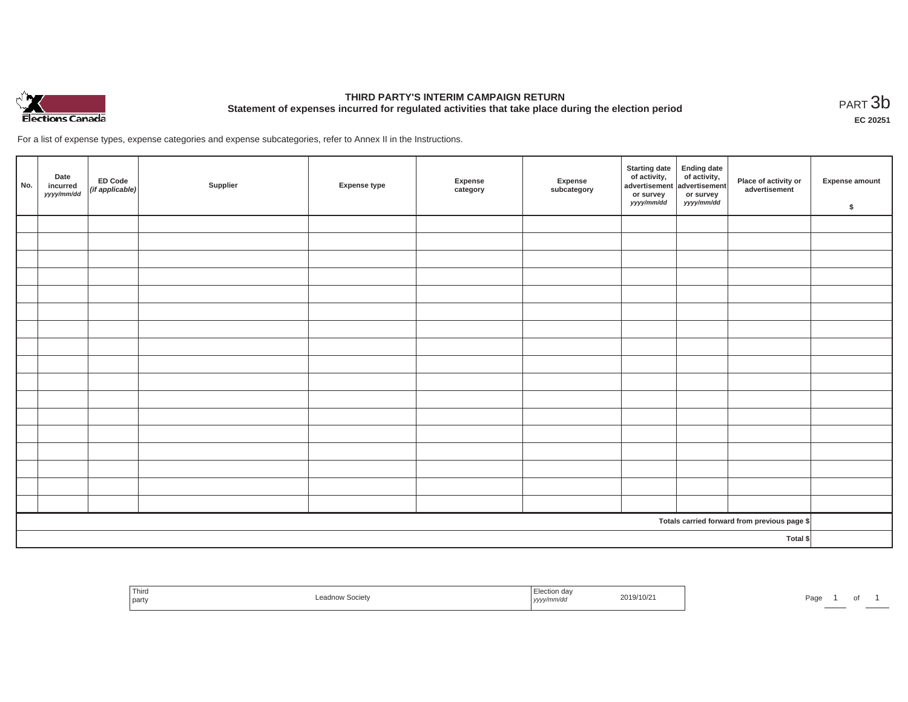# THIRD PARTY'S INTERIM CAMPAIGN RETURN

## Statement of expenses incurred for regulated activities that take place during the election period

PART 3b

EC 20251

For a list of expense types, expense categories and expense subcategories, refer to Annex II in the Instructions.

| No. | Date incurred *yyyy/mm/dd* | ED Code *(if applicable)* | Supplier | Expense type | Expense category | Expense subcategory | Starting date of activity, advertisement or survey *yyyy/mm/dd* | Ending date of activity, advertisement or survey *yyyy/mm/dd* | Place of activity or advertisement | Expense amount $ |
|---|---|---|---|---|---|---|---|---|---|---|
| | | | | | | | | | | |
| | | | | | | | | | | |
| | | | | | | | | | | |
| | | | | | | | | | | |
| | | | | | | | | | | |
| | | | | | | | | | | |
| | | | | | | | | | | |
| | | | | | | | | | | |
| | | | | | | | | | | |
| | | | | | | | | | | |
| | | | | | | | | | | |
| | | | | | | | | | | |
| | | | | | | | | | | |
| | | | | | | | | | | |
| | | | | | | | | | | |
| | | | | | | | | | | |
| | | | | | | | | | | |
| | | | | | | | | | Totals carried forward from previous page $ | |
| | | | | | | | | | Total $ | |

| Third party | Leadnow Society | Election day *yyyy/mm/dd* | 2019/10/21 |
|---|---|---|---|

Page 1 of 1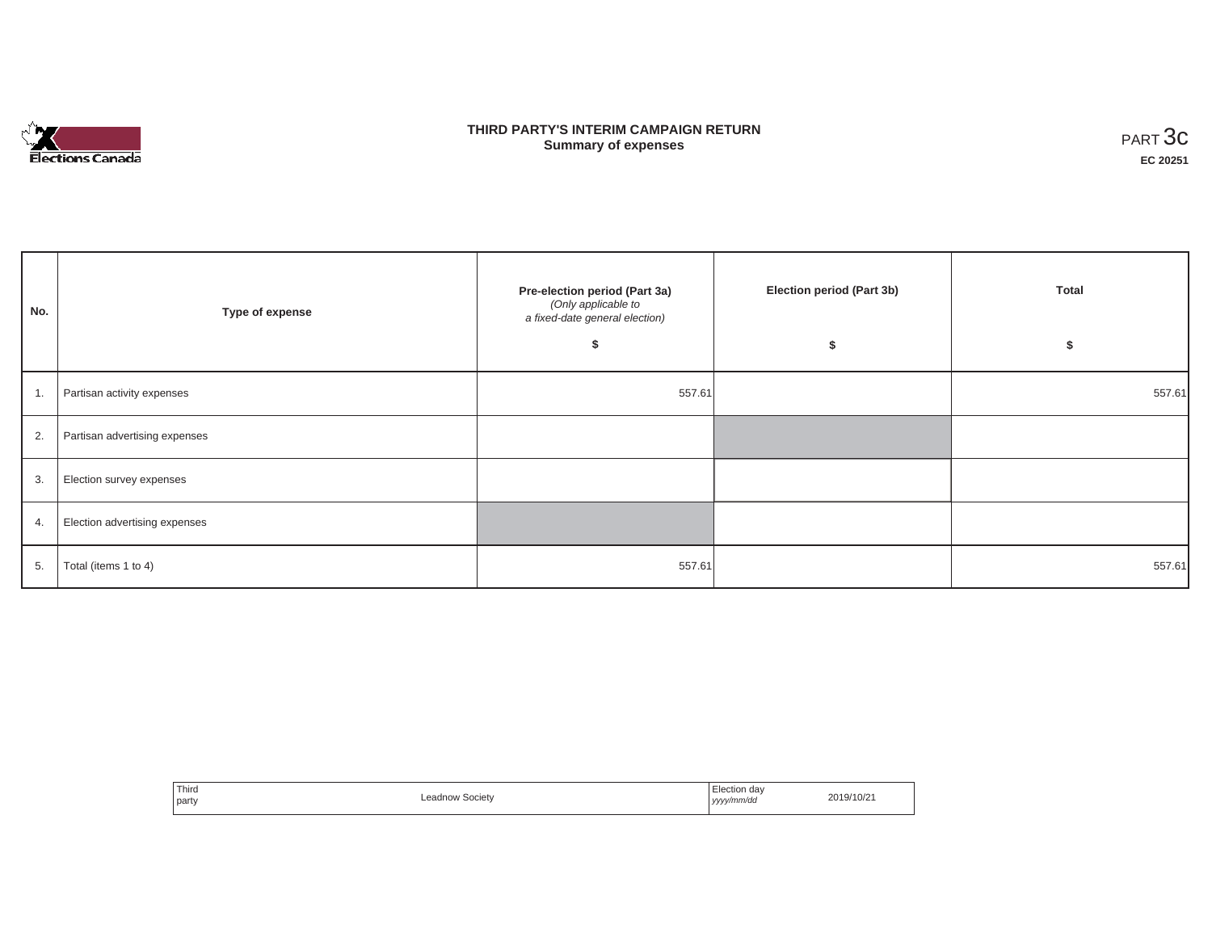# THIRD PARTY'S INTERIM CAMPAIGN RETURN
## Summary of expenses

PART 3c
**EC 20251**

| No. | Type of expense | Pre-election period (Part 3a) *(Only applicable to a fixed-date general election)* $ | Election period (Part 3b) $ | Total $ |
|---|---|---|---|---|
| 1. | Partisan activity expenses | 557.61 | | 557.61 |
| 2. | Partisan advertising expenses | | | |
| 3. | Election survey expenses | | | |
| 4. | Election advertising expenses | | | |
| 5. | Total (items 1 to 4) | 557.61 | | 557.61 |

| Third party | Leadnow Society | Election day *yyyy/mm/dd* | 2019/10/21 |
|---|---|---|---|